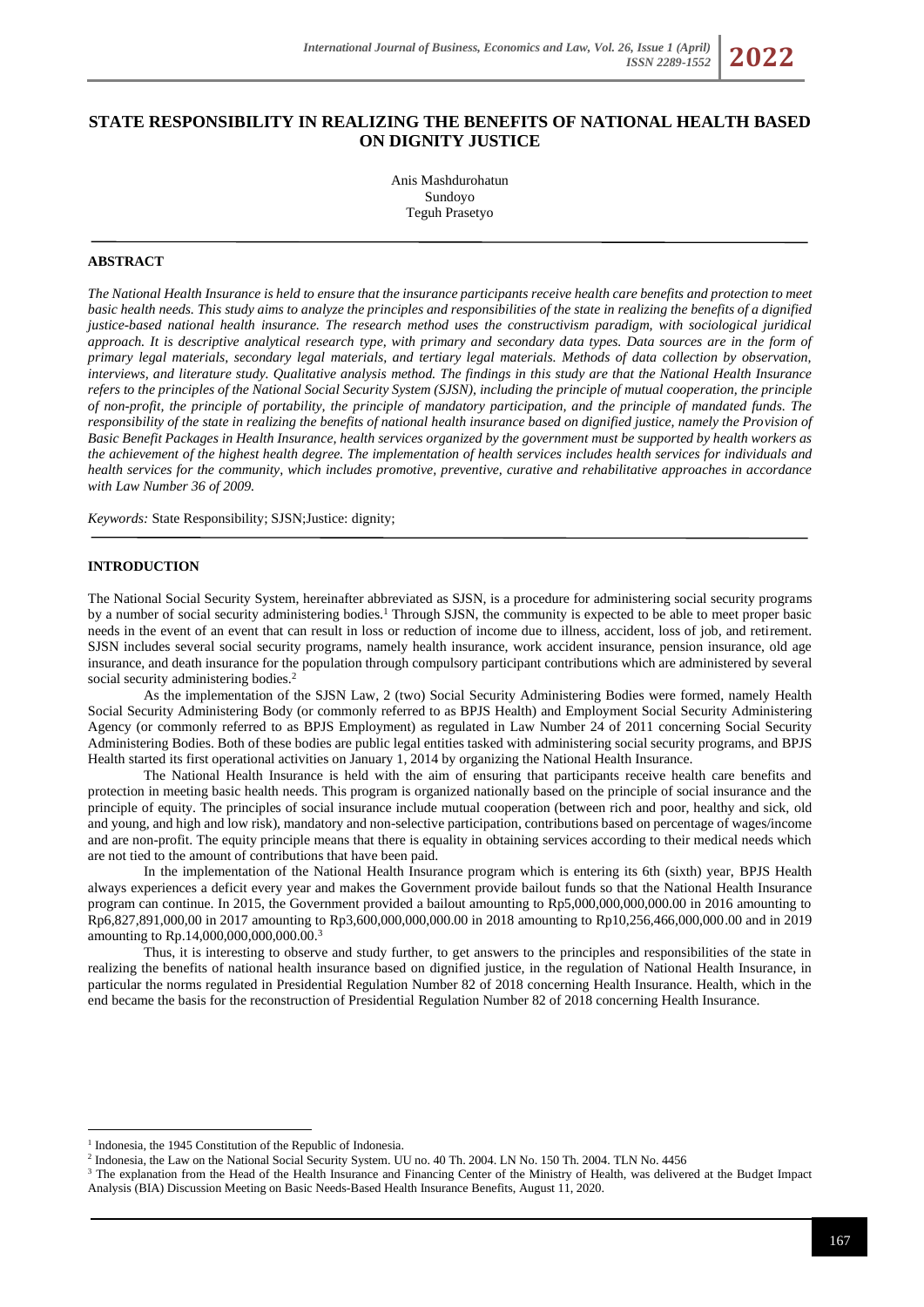# STATE RESPONSIBILITY IN REALIZING THE BENEFITS OF NATIONAL HEALTH BASED ON DIGNITY JUSTICE

Anis Mashdurohatun
Sundoyo
Teguh Prasetyo

## ABSTRACT

*The National Health Insurance is held to ensure that the insurance participants receive health care benefits and protection to meet basic health needs. This study aims to analyze the principles and responsibilities of the state in realizing the benefits of a dignified justice-based national health insurance. The research method uses the constructivism paradigm, with sociological juridical approach. It is descriptive analytical research type, with primary and secondary data types. Data sources are in the form of primary legal materials, secondary legal materials, and tertiary legal materials. Methods of data collection by observation, interviews, and literature study. Qualitative analysis method. The findings in this study are that the National Health Insurance refers to the principles of the National Social Security System (SJSN), including the principle of mutual cooperation, the principle of non-profit, the principle of portability, the principle of mandatory participation, and the principle of mandated funds. The responsibility of the state in realizing the benefits of national health insurance based on dignified justice, namely the Provision of Basic Benefit Packages in Health Insurance, health services organized by the government must be supported by health workers as the achievement of the highest health degree. The implementation of health services includes health services for individuals and health services for the community, which includes promotive, preventive, curative and rehabilitative approaches in accordance with Law Number 36 of 2009.*

*Keywords:* State Responsibility; SJSN;Justice: dignity;

## INTRODUCTION

The National Social Security System, hereinafter abbreviated as SJSN, is a procedure for administering social security programs by a number of social security administering bodies.[1] Through SJSN, the community is expected to be able to meet proper basic needs in the event of an event that can result in loss or reduction of income due to illness, accident, loss of job, and retirement. SJSN includes several social security programs, namely health insurance, work accident insurance, pension insurance, old age insurance, and death insurance for the population through compulsory participant contributions which are administered by several social security administering bodies.[2]

As the implementation of the SJSN Law, 2 (two) Social Security Administering Bodies were formed, namely Health Social Security Administering Body (or commonly referred to as BPJS Health) and Employment Social Security Administering Agency (or commonly referred to as BPJS Employment) as regulated in Law Number 24 of 2011 concerning Social Security Administering Bodies. Both of these bodies are public legal entities tasked with administering social security programs, and BPJS Health started its first operational activities on January 1, 2014 by organizing the National Health Insurance.

The National Health Insurance is held with the aim of ensuring that participants receive health care benefits and protection in meeting basic health needs. This program is organized nationally based on the principle of social insurance and the principle of equity. The principles of social insurance include mutual cooperation (between rich and poor, healthy and sick, old and young, and high and low risk), mandatory and non-selective participation, contributions based on percentage of wages/income and are non-profit. The equity principle means that there is equality in obtaining services according to their medical needs which are not tied to the amount of contributions that have been paid.

In the implementation of the National Health Insurance program which is entering its 6th (sixth) year, BPJS Health always experiences a deficit every year and makes the Government provide bailout funds so that the National Health Insurance program can continue. In 2015, the Government provided a bailout amounting to Rp5,000,000,000,000.00 in 2016 amounting to Rp6,827,891,000,00 in 2017 amounting to Rp3,600,000,000,000.00 in 2018 amounting to Rp10,256,466,000,000.00 and in 2019 amounting to Rp.14,000,000,000,000.00.[3]

Thus, it is interesting to observe and study further, to get answers to the principles and responsibilities of the state in realizing the benefits of national health insurance based on dignified justice, in the regulation of National Health Insurance, in particular the norms regulated in Presidential Regulation Number 82 of 2018 concerning Health Insurance. Health, which in the end became the basis for the reconstruction of Presidential Regulation Number 82 of 2018 concerning Health Insurance.

---

[1] Indonesia, the 1945 Constitution of the Republic of Indonesia.

[2] Indonesia, the Law on the National Social Security System. UU no. 40 Th. 2004. LN No. 150 Th. 2004. TLN No. 4456

[3] The explanation from the Head of the Health Insurance and Financing Center of the Ministry of Health, was delivered at the Budget Impact Analysis (BIA) Discussion Meeting on Basic Needs-Based Health Insurance Benefits, August 11, 2020.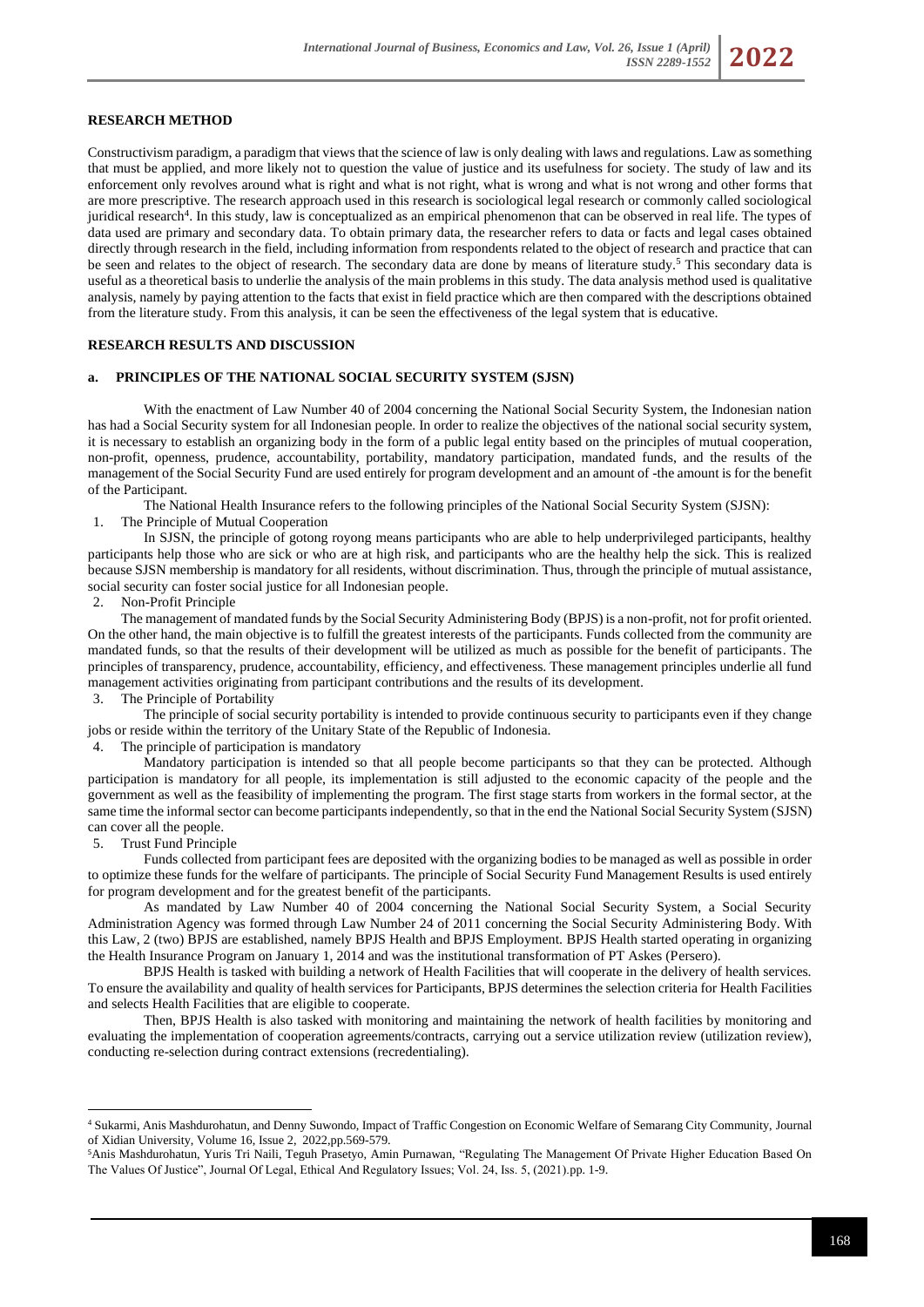**RESEARCH METHOD**

Constructivism paradigm, a paradigm that views that the science of law is only dealing with laws and regulations. Law as something that must be applied, and more likely not to question the value of justice and its usefulness for society. The study of law and its enforcement only revolves around what is right and what is not right, what is wrong and what is not wrong and other forms that are more prescriptive. The research approach used in this research is sociological legal research or commonly called sociological juridical research[4]. In this study, law is conceptualized as an empirical phenomenon that can be observed in real life. The types of data used are primary and secondary data. To obtain primary data, the researcher refers to data or facts and legal cases obtained directly through research in the field, including information from respondents related to the object of research and practice that can be seen and relates to the object of research. The secondary data are done by means of literature study.[5] This secondary data is useful as a theoretical basis to underlie the analysis of the main problems in this study. The data analysis method used is qualitative analysis, namely by paying attention to the facts that exist in field practice which are then compared with the descriptions obtained from the literature study. From this analysis, it can be seen the effectiveness of the legal system that is educative.

**RESEARCH RESULTS AND DISCUSSION**

**a. PRINCIPLES OF THE NATIONAL SOCIAL SECURITY SYSTEM (SJSN)**

With the enactment of Law Number 40 of 2004 concerning the National Social Security System, the Indonesian nation has had a Social Security system for all Indonesian people. In order to realize the objectives of the national social security system, it is necessary to establish an organizing body in the form of a public legal entity based on the principles of mutual cooperation, non-profit, openness, prudence, accountability, portability, mandatory participation, mandated funds, and the results of the management of the Social Security Fund are used entirely for program development and an amount of -the amount is for the benefit of the Participant.

The National Health Insurance refers to the following principles of the National Social Security System (SJSN):

1. The Principle of Mutual Cooperation

In SJSN, the principle of gotong royong means participants who are able to help underprivileged participants, healthy participants help those who are sick or who are at high risk, and participants who are the healthy help the sick. This is realized because SJSN membership is mandatory for all residents, without discrimination. Thus, through the principle of mutual assistance, social security can foster social justice for all Indonesian people.

2. Non-Profit Principle

The management of mandated funds by the Social Security Administering Body (BPJS) is a non-profit, not for profit oriented. On the other hand, the main objective is to fulfill the greatest interests of the participants. Funds collected from the community are mandated funds, so that the results of their development will be utilized as much as possible for the benefit of participants. The principles of transparency, prudence, accountability, efficiency, and effectiveness. These management principles underlie all fund management activities originating from participant contributions and the results of its development.

3. The Principle of Portability

The principle of social security portability is intended to provide continuous security to participants even if they change jobs or reside within the territory of the Unitary State of the Republic of Indonesia.

4. The principle of participation is mandatory

Mandatory participation is intended so that all people become participants so that they can be protected. Although participation is mandatory for all people, its implementation is still adjusted to the economic capacity of the people and the government as well as the feasibility of implementing the program. The first stage starts from workers in the formal sector, at the same time the informal sector can become participants independently, so that in the end the National Social Security System (SJSN) can cover all the people.

5. Trust Fund Principle

Funds collected from participant fees are deposited with the organizing bodies to be managed as well as possible in order to optimize these funds for the welfare of participants. The principle of Social Security Fund Management Results is used entirely for program development and for the greatest benefit of the participants.

As mandated by Law Number 40 of 2004 concerning the National Social Security System, a Social Security Administration Agency was formed through Law Number 24 of 2011 concerning the Social Security Administering Body. With this Law, 2 (two) BPJS are established, namely BPJS Health and BPJS Employment. BPJS Health started operating in organizing the Health Insurance Program on January 1, 2014 and was the institutional transformation of PT Askes (Persero).

BPJS Health is tasked with building a network of Health Facilities that will cooperate in the delivery of health services. To ensure the availability and quality of health services for Participants, BPJS determines the selection criteria for Health Facilities and selects Health Facilities that are eligible to cooperate.

Then, BPJS Health is also tasked with monitoring and maintaining the network of health facilities by monitoring and evaluating the implementation of cooperation agreements/contracts, carrying out a service utilization review (utilization review), conducting re-selection during contract extensions (recredentialing).

---

[4] Sukarmi, Anis Mashdurohatun, and Denny Suwondo, Impact of Traffic Congestion on Economic Welfare of Semarang City Community, Journal of Xidian University, Volume 16, Issue 2, 2022,pp.569-579.

[5] Anis Mashdurohatun, Yuris Tri Naili, Teguh Prasetyo, Amin Purnawan, "Regulating The Management Of Private Higher Education Based On The Values Of Justice", Journal Of Legal, Ethical And Regulatory Issues; Vol. 24, Iss. 5, (2021).pp. 1-9.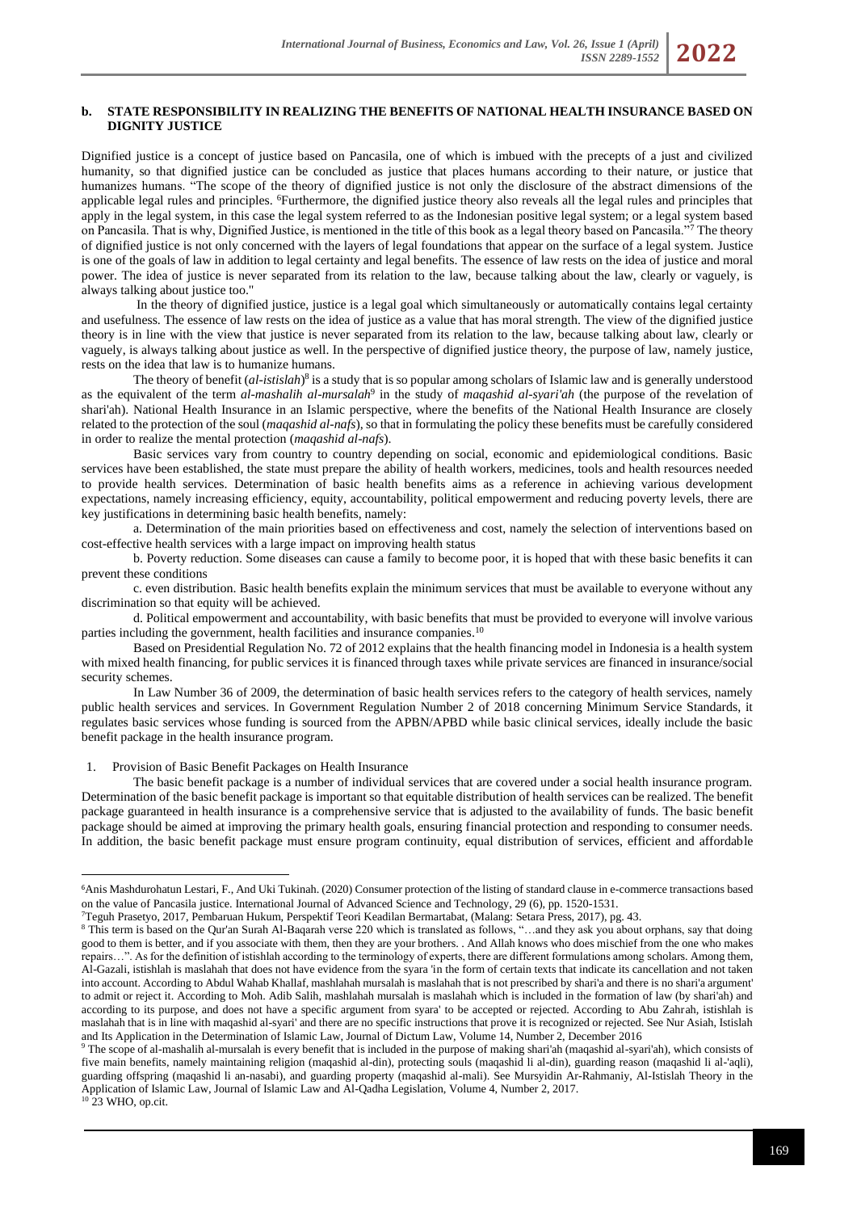**b. STATE RESPONSIBILITY IN REALIZING THE BENEFITS OF NATIONAL HEALTH INSURANCE BASED ON DIGNITY JUSTICE**

Dignified justice is a concept of justice based on Pancasila, one of which is imbued with the precepts of a just and civilized humanity, so that dignified justice can be concluded as justice that places humans according to their nature, or justice that humanizes humans. "The scope of the theory of dignified justice is not only the disclosure of the abstract dimensions of the applicable legal rules and principles. [6]Furthermore, the dignified justice theory also reveals all the legal rules and principles that apply in the legal system, in this case the legal system referred to as the Indonesian positive legal system; or a legal system based on Pancasila. That is why, Dignified Justice, is mentioned in the title of this book as a legal theory based on Pancasila."[7] The theory of dignified justice is not only concerned with the layers of legal foundations that appear on the surface of a legal system. Justice is one of the goals of law in addition to legal certainty and legal benefits. The essence of law rests on the idea of justice and moral power. The idea of justice is never separated from its relation to the law, because talking about the law, clearly or vaguely, is always talking about justice too."

In the theory of dignified justice, justice is a legal goal which simultaneously or automatically contains legal certainty and usefulness. The essence of law rests on the idea of justice as a value that has moral strength. The view of the dignified justice theory is in line with the view that justice is never separated from its relation to the law, because talking about law, clearly or vaguely, is always talking about justice as well. In the perspective of dignified justice theory, the purpose of law, namely justice, rests on the idea that law is to humanize humans.

The theory of benefit (*al-istislah*)[8] is a study that is so popular among scholars of Islamic law and is generally understood as the equivalent of the term *al-mashalih al-mursalah*[9] in the study of *maqashid al-syari'ah* (the purpose of the revelation of shari'ah). National Health Insurance in an Islamic perspective, where the benefits of the National Health Insurance are closely related to the protection of the soul (*maqashid al-nafs*), so that in formulating the policy these benefits must be carefully considered in order to realize the mental protection (*maqashid al-nafs*).

Basic services vary from country to country depending on social, economic and epidemiological conditions. Basic services have been established, the state must prepare the ability of health workers, medicines, tools and health resources needed to provide health services. Determination of basic health benefits aims as a reference in achieving various development expectations, namely increasing efficiency, equity, accountability, political empowerment and reducing poverty levels, there are key justifications in determining basic health benefits, namely:

a. Determination of the main priorities based on effectiveness and cost, namely the selection of interventions based on cost-effective health services with a large impact on improving health status

b. Poverty reduction. Some diseases can cause a family to become poor, it is hoped that with these basic benefits it can prevent these conditions

c. even distribution. Basic health benefits explain the minimum services that must be available to everyone without any discrimination so that equity will be achieved.

d. Political empowerment and accountability, with basic benefits that must be provided to everyone will involve various parties including the government, health facilities and insurance companies.[10]

Based on Presidential Regulation No. 72 of 2012 explains that the health financing model in Indonesia is a health system with mixed health financing, for public services it is financed through taxes while private services are financed in insurance/social security schemes.

In Law Number 36 of 2009, the determination of basic health services refers to the category of health services, namely public health services and services. In Government Regulation Number 2 of 2018 concerning Minimum Service Standards, it regulates basic services whose funding is sourced from the APBN/APBD while basic clinical services, ideally include the basic benefit package in the health insurance program.

1. Provision of Basic Benefit Packages on Health Insurance

The basic benefit package is a number of individual services that are covered under a social health insurance program. Determination of the basic benefit package is important so that equitable distribution of health services can be realized. The benefit package guaranteed in health insurance is a comprehensive service that is adjusted to the availability of funds. The basic benefit package should be aimed at improving the primary health goals, ensuring financial protection and responding to consumer needs. In addition, the basic benefit package must ensure program continuity, equal distribution of services, efficient and affordable

---

[6] Anis Mashdurohatun Lestari, F., And Uki Tukinah. (2020) Consumer protection of the listing of standard clause in e-commerce transactions based on the value of Pancasila justice. International Journal of Advanced Science and Technology, 29 (6), pp. 1520-1531.

[7] Teguh Prasetyo, 2017, Pembaruan Hukum, Perspektif Teori Keadilan Bermartabat, (Malang: Setara Press, 2017), pg. 43.

[8] This term is based on the Qur'an Surah Al-Baqarah verse 220 which is translated as follows, "…and they ask you about orphans, say that doing good to them is better, and if you associate with them, then they are your brothers. . And Allah knows who does mischief from the one who makes repairs…". As for the definition of istishlah according to the terminology of experts, there are different formulations among scholars. Among them, Al-Gazali, istishlah is maslahat that does not have evidence from the syara 'in the form of certain texts that indicate its cancellation and not taken into account. According to Abdul Wahab Khallaf, mashlahah mursalah is maslahah that is not prescribed by shari'a and there is no shari'a argument' to admit or reject it. According to Moh. Adib Salih, mashlahah mursalah is maslahah which is included in the formation of law (by shari'ah) and according to its purpose, and does not have a specific argument from syara' to be accepted or rejected. According to Abu Zahrah, istishlah is maslahah that is in line with maqashid al-syari' and there are no specific instructions that prove it is recognized or rejected. See Nur Asiah, Istislah and Its Application in the Determination of Islamic Law, Journal of Dictum Law, Volume 14, Number 2, December 2016

[9] The scope of al-mashalih al-mursalah is every benefit that is included in the purpose of making shari'ah (maqashid al-syari'ah), which consists of five main benefits, namely maintaining religion (maqashid al-din), protecting souls (maqashid li al-din), guarding reason (maqashid li al-'aqli), guarding offspring (maqashid li an-nasabi), and guarding property (maqashid al-mali). See Mursyidin Ar-Rahmaniy, Al-Istislah Theory in the Application of Islamic Law, Journal of Islamic Law and Al-Qadha Legislation, Volume 4, Number 2, 2017.

[10] 23 WHO, op.cit.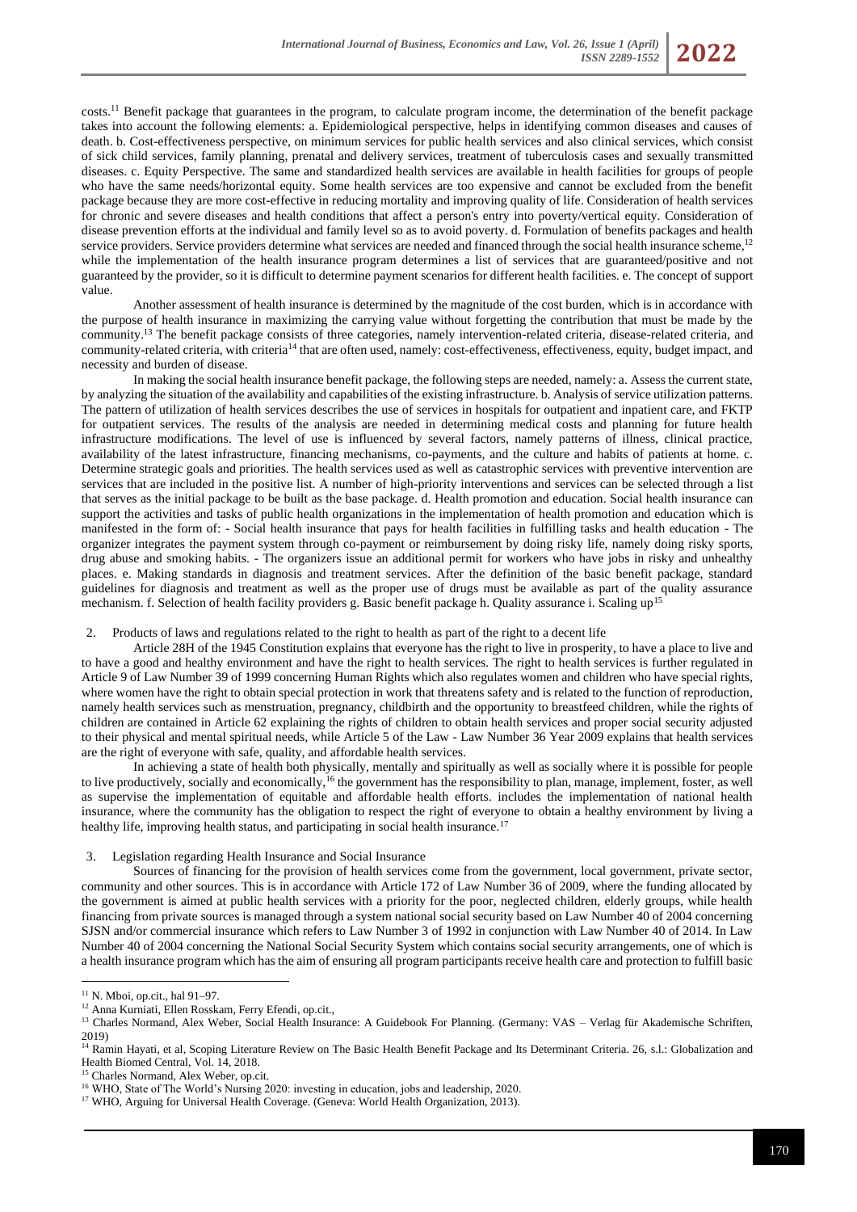costs.[11] Benefit package that guarantees in the program, to calculate program income, the determination of the benefit package takes into account the following elements: a. Epidemiological perspective, helps in identifying common diseases and causes of death. b. Cost-effectiveness perspective, on minimum services for public health services and also clinical services, which consist of sick child services, family planning, prenatal and delivery services, treatment of tuberculosis cases and sexually transmitted diseases. c. Equity Perspective. The same and standardized health services are available in health facilities for groups of people who have the same needs/horizontal equity. Some health services are too expensive and cannot be excluded from the benefit package because they are more cost-effective in reducing mortality and improving quality of life. Consideration of health services for chronic and severe diseases and health conditions that affect a person's entry into poverty/vertical equity. Consideration of disease prevention efforts at the individual and family level so as to avoid poverty. d. Formulation of benefits packages and health service providers. Service providers determine what services are needed and financed through the social health insurance scheme,[12] while the implementation of the health insurance program determines a list of services that are guaranteed/positive and not guaranteed by the provider, so it is difficult to determine payment scenarios for different health facilities. e. The concept of support value.

Another assessment of health insurance is determined by the magnitude of the cost burden, which is in accordance with the purpose of health insurance in maximizing the carrying value without forgetting the contribution that must be made by the community.[13] The benefit package consists of three categories, namely intervention-related criteria, disease-related criteria, and community-related criteria, with criteria[14] that are often used, namely: cost-effectiveness, effectiveness, equity, budget impact, and necessity and burden of disease.

In making the social health insurance benefit package, the following steps are needed, namely: a. Assess the current state, by analyzing the situation of the availability and capabilities of the existing infrastructure. b. Analysis of service utilization patterns. The pattern of utilization of health services describes the use of services in hospitals for outpatient and inpatient care, and FKTP for outpatient services. The results of the analysis are needed in determining medical costs and planning for future health infrastructure modifications. The level of use is influenced by several factors, namely patterns of illness, clinical practice, availability of the latest infrastructure, financing mechanisms, co-payments, and the culture and habits of patients at home. c. Determine strategic goals and priorities. The health services used as well as catastrophic services with preventive intervention are services that are included in the positive list. A number of high-priority interventions and services can be selected through a list that serves as the initial package to be built as the base package. d. Health promotion and education. Social health insurance can support the activities and tasks of public health organizations in the implementation of health promotion and education which is manifested in the form of: - Social health insurance that pays for health facilities in fulfilling tasks and health education - The organizer integrates the payment system through co-payment or reimbursement by doing risky life, namely doing risky sports, drug abuse and smoking habits. - The organizers issue an additional permit for workers who have jobs in risky and unhealthy places. e. Making standards in diagnosis and treatment services. After the definition of the basic benefit package, standard guidelines for diagnosis and treatment as well as the proper use of drugs must be available as part of the quality assurance mechanism. f. Selection of health facility providers g. Basic benefit package h. Quality assurance i. Scaling up[15]

2. Products of laws and regulations related to the right to health as part of the right to a decent life

Article 28H of the 1945 Constitution explains that everyone has the right to live in prosperity, to have a place to live and to have a good and healthy environment and have the right to health services. The right to health services is further regulated in Article 9 of Law Number 39 of 1999 concerning Human Rights which also regulates women and children who have special rights, where women have the right to obtain special protection in work that threatens safety and is related to the function of reproduction, namely health services such as menstruation, pregnancy, childbirth and the opportunity to breastfeed children, while the rights of children are contained in Article 62 explaining the rights of children to obtain health services and proper social security adjusted to their physical and mental spiritual needs, while Article 5 of the Law - Law Number 36 Year 2009 explains that health services are the right of everyone with safe, quality, and affordable health services.

In achieving a state of health both physically, mentally and spiritually as well as socially where it is possible for people to live productively, socially and economically,[16] the government has the responsibility to plan, manage, implement, foster, as well as supervise the implementation of equitable and affordable health efforts. includes the implementation of national health insurance, where the community has the obligation to respect the right of everyone to obtain a healthy environment by living a healthy life, improving health status, and participating in social health insurance.[17]

3. Legislation regarding Health Insurance and Social Insurance

Sources of financing for the provision of health services come from the government, local government, private sector, community and other sources. This is in accordance with Article 172 of Law Number 36 of 2009, where the funding allocated by the government is aimed at public health services with a priority for the poor, neglected children, elderly groups, while health financing from private sources is managed through a system national social security based on Law Number 40 of 2004 concerning SJSN and/or commercial insurance which refers to Law Number 3 of 1992 in conjunction with Law Number 40 of 2014. In Law Number 40 of 2004 concerning the National Social Security System which contains social security arrangements, one of which is a health insurance program which has the aim of ensuring all program participants receive health care and protection to fulfill basic

---

[11] N. Mboi, op.cit., hal 91–97.

[12] Anna Kurniati, Ellen Rosskam, Ferry Efendi, op.cit.,

[13] Charles Normand, Alex Weber, Social Health Insurance: A Guidebook For Planning. (Germany: VAS – Verlag für Akademische Schriften, 2019)

[14] Ramin Hayati, et al, Scoping Literature Review on The Basic Health Benefit Package and Its Determinant Criteria. 26, s.l.: Globalization and Health Biomed Central, Vol. 14, 2018.

[15] Charles Normand, Alex Weber, op.cit.

[16] WHO, State of The World's Nursing 2020: investing in education, jobs and leadership, 2020.

[17] WHO, Arguing for Universal Health Coverage. (Geneva: World Health Organization, 2013).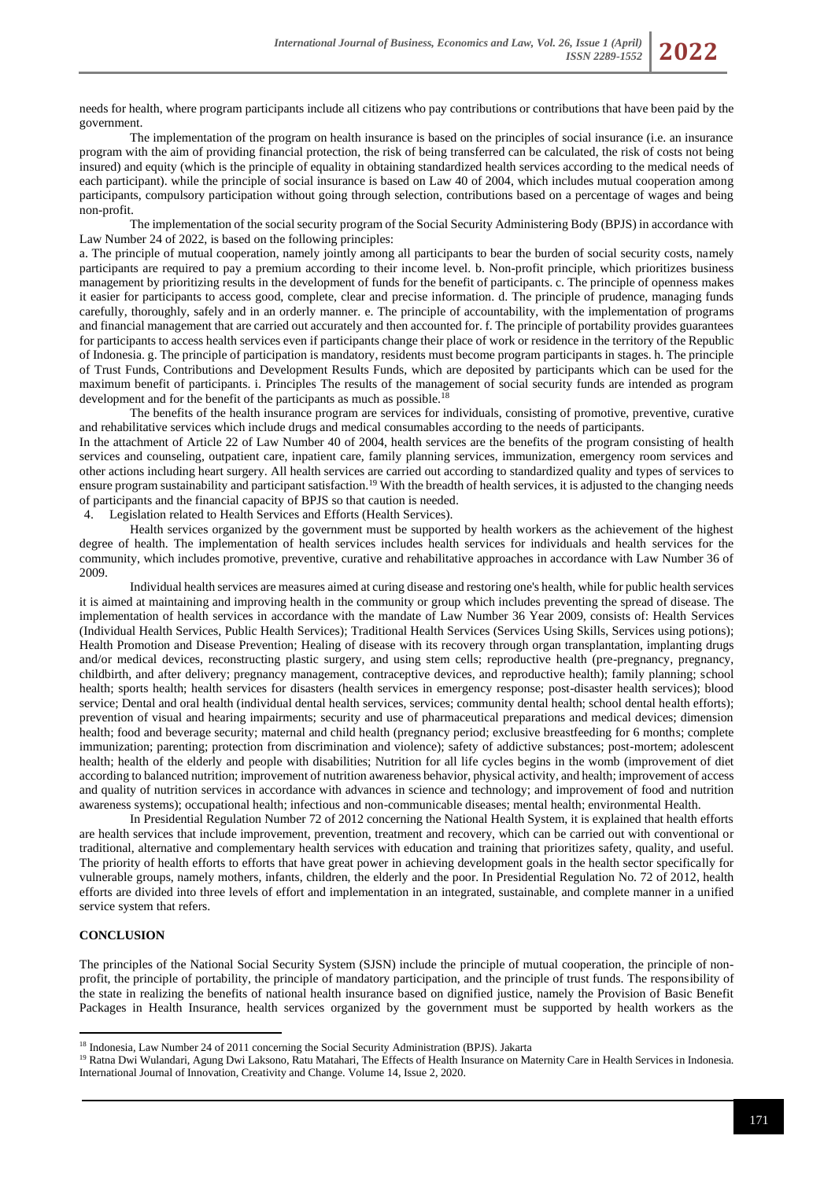needs for health, where program participants include all citizens who pay contributions or contributions that have been paid by the government.

The implementation of the program on health insurance is based on the principles of social insurance (i.e. an insurance program with the aim of providing financial protection, the risk of being transferred can be calculated, the risk of costs not being insured) and equity (which is the principle of equality in obtaining standardized health services according to the medical needs of each participant). while the principle of social insurance is based on Law 40 of 2004, which includes mutual cooperation among participants, compulsory participation without going through selection, contributions based on a percentage of wages and being non-profit.

The implementation of the social security program of the Social Security Administering Body (BPJS) in accordance with Law Number 24 of 2022, is based on the following principles:

a. The principle of mutual cooperation, namely jointly among all participants to bear the burden of social security costs, namely participants are required to pay a premium according to their income level. b. Non-profit principle, which prioritizes business management by prioritizing results in the development of funds for the benefit of participants. c. The principle of openness makes it easier for participants to access good, complete, clear and precise information. d. The principle of prudence, managing funds carefully, thoroughly, safely and in an orderly manner. e. The principle of accountability, with the implementation of programs and financial management that are carried out accurately and then accounted for. f. The principle of portability provides guarantees for participants to access health services even if participants change their place of work or residence in the territory of the Republic of Indonesia. g. The principle of participation is mandatory, residents must become program participants in stages. h. The principle of Trust Funds, Contributions and Development Results Funds, which are deposited by participants which can be used for the maximum benefit of participants. i. Principles The results of the management of social security funds are intended as program development and for the benefit of the participants as much as possible.[18]

The benefits of the health insurance program are services for individuals, consisting of promotive, preventive, curative and rehabilitative services which include drugs and medical consumables according to the needs of participants.

In the attachment of Article 22 of Law Number 40 of 2004, health services are the benefits of the program consisting of health services and counseling, outpatient care, inpatient care, family planning services, immunization, emergency room services and other actions including heart surgery. All health services are carried out according to standardized quality and types of services to ensure program sustainability and participant satisfaction.[19] With the breadth of health services, it is adjusted to the changing needs of participants and the financial capacity of BPJS so that caution is needed.

4. Legislation related to Health Services and Efforts (Health Services).

Health services organized by the government must be supported by health workers as the achievement of the highest degree of health. The implementation of health services includes health services for individuals and health services for the community, which includes promotive, preventive, curative and rehabilitative approaches in accordance with Law Number 36 of 2009.

Individual health services are measures aimed at curing disease and restoring one's health, while for public health services it is aimed at maintaining and improving health in the community or group which includes preventing the spread of disease. The implementation of health services in accordance with the mandate of Law Number 36 Year 2009, consists of: Health Services (Individual Health Services, Public Health Services); Traditional Health Services (Services Using Skills, Services using potions); Health Promotion and Disease Prevention; Healing of disease with its recovery through organ transplantation, implanting drugs and/or medical devices, reconstructing plastic surgery, and using stem cells; reproductive health (pre-pregnancy, pregnancy, childbirth, and after delivery; pregnancy management, contraceptive devices, and reproductive health); family planning; school health; sports health; health services for disasters (health services in emergency response; post-disaster health services); blood service; Dental and oral health (individual dental health services, services; community dental health; school dental health efforts); prevention of visual and hearing impairments; security and use of pharmaceutical preparations and medical devices; dimension health; food and beverage security; maternal and child health (pregnancy period; exclusive breastfeeding for 6 months; complete immunization; parenting; protection from discrimination and violence); safety of addictive substances; post-mortem; adolescent health; health of the elderly and people with disabilities; Nutrition for all life cycles begins in the womb (improvement of diet according to balanced nutrition; improvement of nutrition awareness behavior, physical activity, and health; improvement of access and quality of nutrition services in accordance with advances in science and technology; and improvement of food and nutrition awareness systems); occupational health; infectious and non-communicable diseases; mental health; environmental Health.

In Presidential Regulation Number 72 of 2012 concerning the National Health System, it is explained that health efforts are health services that include improvement, prevention, treatment and recovery, which can be carried out with conventional or traditional, alternative and complementary health services with education and training that prioritizes safety, quality, and useful. The priority of health efforts to efforts that have great power in achieving development goals in the health sector specifically for vulnerable groups, namely mothers, infants, children, the elderly and the poor. In Presidential Regulation No. 72 of 2012, health efforts are divided into three levels of effort and implementation in an integrated, sustainable, and complete manner in a unified service system that refers.

## CONCLUSION

The principles of the National Social Security System (SJSN) include the principle of mutual cooperation, the principle of non-profit, the principle of portability, the principle of mandatory participation, and the principle of trust funds. The responsibility of the state in realizing the benefits of national health insurance based on dignified justice, namely the Provision of Basic Benefit Packages in Health Insurance, health services organized by the government must be supported by health workers as the

---

[18] Indonesia, Law Number 24 of 2011 concerning the Social Security Administration (BPJS). Jakarta

[19] Ratna Dwi Wulandari, Agung Dwi Laksono, Ratu Matahari, The Effects of Health Insurance on Maternity Care in Health Services in Indonesia. International Journal of Innovation, Creativity and Change. Volume 14, Issue 2, 2020.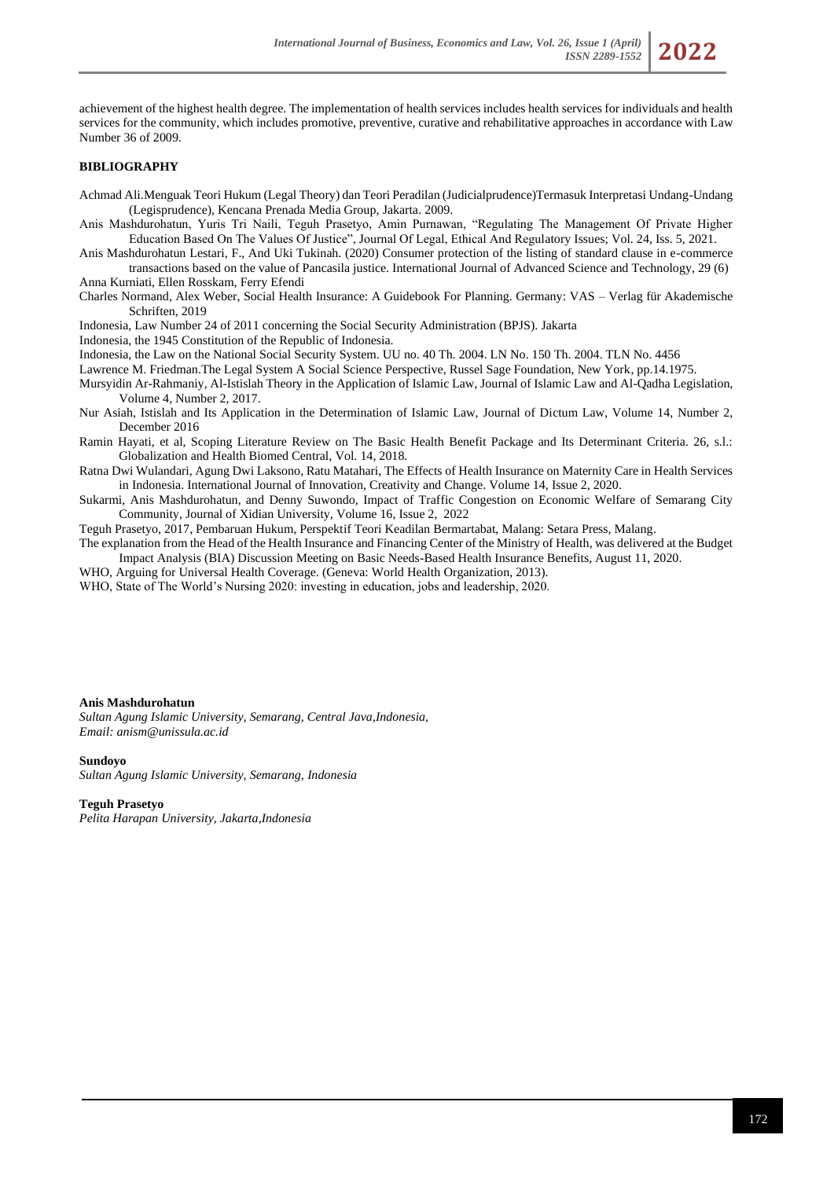achievement of the highest health degree. The implementation of health services includes health services for individuals and health services for the community, which includes promotive, preventive, curative and rehabilitative approaches in accordance with Law Number 36 of 2009.

## BIBLIOGRAPHY

Achmad Ali.Menguak Teori Hukum (Legal Theory) dan Teori Peradilan (Judicialprudence)Termasuk Interpretasi Undang-Undang (Legisprudence), Kencana Prenada Media Group, Jakarta. 2009.

Anis Mashdurohatun, Yuris Tri Naili, Teguh Prasetyo, Amin Purnawan, "Regulating The Management Of Private Higher Education Based On The Values Of Justice", Journal Of Legal, Ethical And Regulatory Issues; Vol. 24, Iss. 5, 2021.

Anis Mashdurohatun Lestari, F., And Uki Tukinah. (2020) Consumer protection of the listing of standard clause in e-commerce transactions based on the value of Pancasila justice. International Journal of Advanced Science and Technology, 29 (6)

Anna Kurniati, Ellen Rosskam, Ferry Efendi

Charles Normand, Alex Weber, Social Health Insurance: A Guidebook For Planning. Germany: VAS – Verlag für Akademische Schriften, 2019

Indonesia, Law Number 24 of 2011 concerning the Social Security Administration (BPJS). Jakarta

Indonesia, the 1945 Constitution of the Republic of Indonesia.

Indonesia, the Law on the National Social Security System. UU no. 40 Th. 2004. LN No. 150 Th. 2004. TLN No. 4456

Lawrence M. Friedman.The Legal System A Social Science Perspective, Russel Sage Foundation, New York, pp.14.1975.

Mursyidin Ar-Rahmaniy, Al-Istislah Theory in the Application of Islamic Law, Journal of Islamic Law and Al-Qadha Legislation, Volume 4, Number 2, 2017.

Nur Asiah, Istislah and Its Application in the Determination of Islamic Law, Journal of Dictum Law, Volume 14, Number 2, December 2016

Ramin Hayati, et al, Scoping Literature Review on The Basic Health Benefit Package and Its Determinant Criteria. 26, s.l.: Globalization and Health Biomed Central, Vol. 14, 2018.

Ratna Dwi Wulandari, Agung Dwi Laksono, Ratu Matahari, The Effects of Health Insurance on Maternity Care in Health Services in Indonesia. International Journal of Innovation, Creativity and Change. Volume 14, Issue 2, 2020.

Sukarmi, Anis Mashdurohatun, and Denny Suwondo, Impact of Traffic Congestion on Economic Welfare of Semarang City Community, Journal of Xidian University, Volume 16, Issue 2, 2022

Teguh Prasetyo, 2017, Pembaruan Hukum, Perspektif Teori Keadilan Bermartabat, Malang: Setara Press, Malang.

The explanation from the Head of the Health Insurance and Financing Center of the Ministry of Health, was delivered at the Budget Impact Analysis (BIA) Discussion Meeting on Basic Needs-Based Health Insurance Benefits, August 11, 2020.

WHO, Arguing for Universal Health Coverage. (Geneva: World Health Organization, 2013).

WHO, State of The World's Nursing 2020: investing in education, jobs and leadership, 2020.

**Anis Mashdurohatun**
*Sultan Agung Islamic University, Semarang, Central Java,Indonesia,*
*Email: anism@unissula.ac.id*

**Sundoyo**
*Sultan Agung Islamic University, Semarang, Indonesia*

**Teguh Prasetyo**
*Pelita Harapan University, Jakarta,Indonesia*